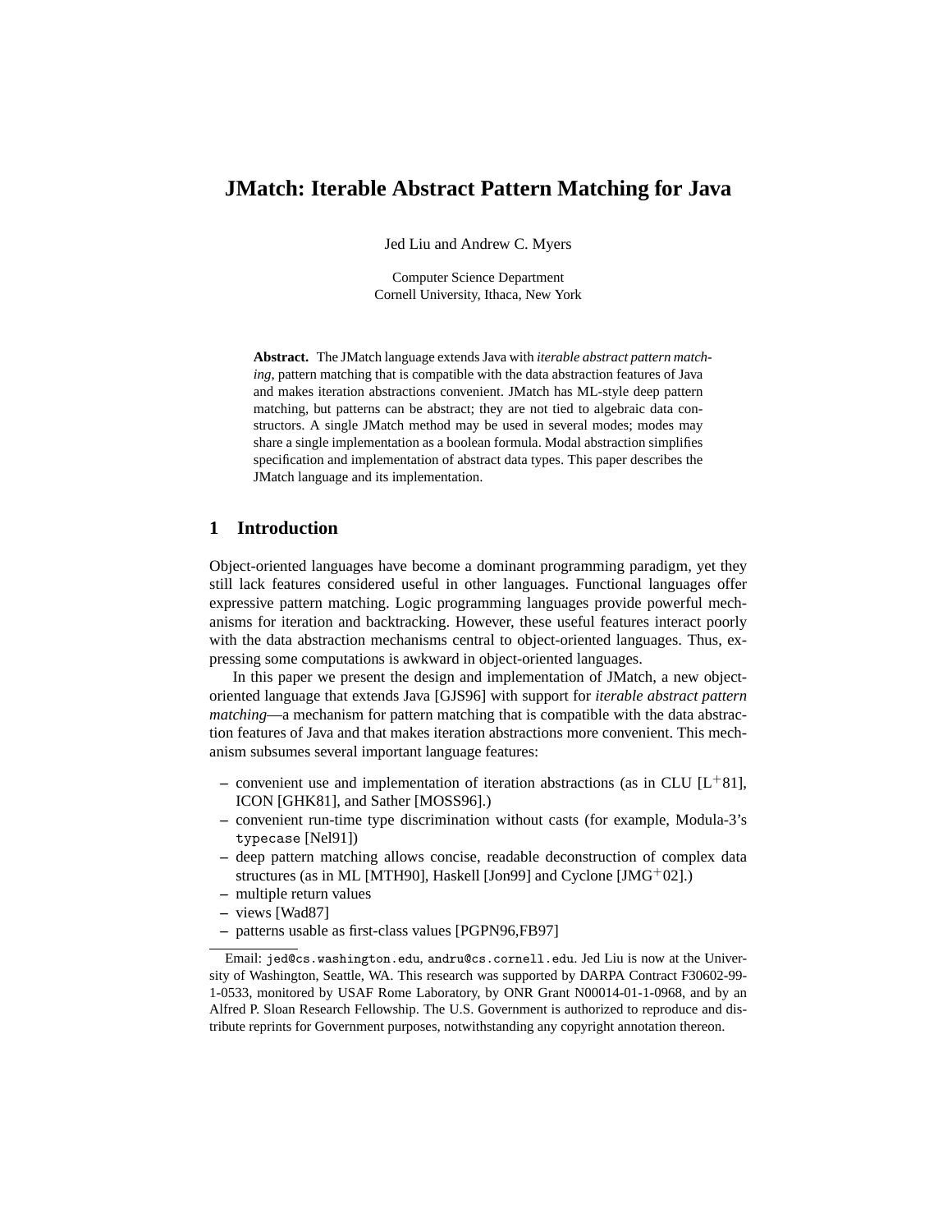# JMatch: Iterable Abstract Pattern Matching for Java

Jed Liu and Andrew C. Myers

Computer Science Department
Cornell University, Ithaca, New York

**Abstract.** The JMatch language extends Java with *iterable abstract pattern matching*, pattern matching that is compatible with the data abstraction features of Java and makes iteration abstractions convenient. JMatch has ML-style deep pattern matching, but patterns can be abstract; they are not tied to algebraic data constructors. A single JMatch method may be used in several modes; modes may share a single implementation as a boolean formula. Modal abstraction simplifies specification and implementation of abstract data types. This paper describes the JMatch language and its implementation.

## 1 Introduction

Object-oriented languages have become a dominant programming paradigm, yet they still lack features considered useful in other languages. Functional languages offer expressive pattern matching. Logic programming languages provide powerful mechanisms for iteration and backtracking. However, these useful features interact poorly with the data abstraction mechanisms central to object-oriented languages. Thus, expressing some computations is awkward in object-oriented languages.

In this paper we present the design and implementation of JMatch, a new object-oriented language that extends Java [GJS96] with support for *iterable abstract pattern matching*—a mechanism for pattern matching that is compatible with the data abstraction features of Java and that makes iteration abstractions more convenient. This mechanism subsumes several important language features:

- convenient use and implementation of iteration abstractions (as in CLU [L+81], ICON [GHK81], and Sather [MOSS96].)
- convenient run-time type discrimination without casts (for example, Modula-3's `typecase` [Nel91])
- deep pattern matching allows concise, readable deconstruction of complex data structures (as in ML [MTH90], Haskell [Jon99] and Cyclone [JMG+02].)
- multiple return values
- views [Wad87]
- patterns usable as first-class values [PGPN96,FB97]

Email: `jed@cs.washington.edu`, `andru@cs.cornell.edu`. Jed Liu is now at the University of Washington, Seattle, WA. This research was supported by DARPA Contract F30602-99-1-0533, monitored by USAF Rome Laboratory, by ONR Grant N00014-01-1-0968, and by an Alfred P. Sloan Research Fellowship. The U.S. Government is authorized to reproduce and distribute reprints for Government purposes, notwithstanding any copyright annotation thereon.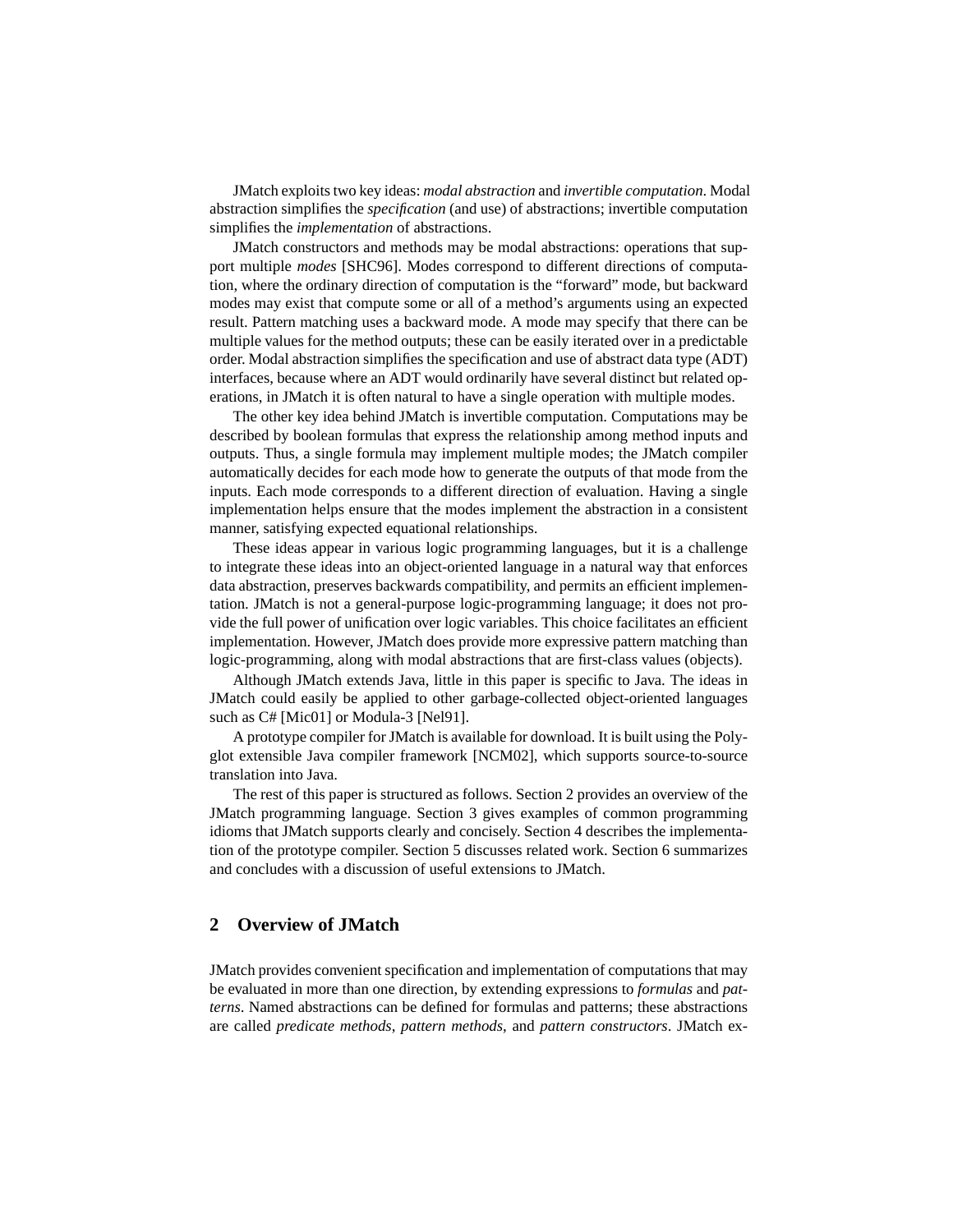JMatch exploits two key ideas: *modal abstraction* and *invertible computation*. Modal abstraction simplifies the *specification* (and use) of abstractions; invertible computation simplifies the *implementation* of abstractions.

JMatch constructors and methods may be modal abstractions: operations that support multiple *modes* [SHC96]. Modes correspond to different directions of computation, where the ordinary direction of computation is the "forward" mode, but backward modes may exist that compute some or all of a method's arguments using an expected result. Pattern matching uses a backward mode. A mode may specify that there can be multiple values for the method outputs; these can be easily iterated over in a predictable order. Modal abstraction simplifies the specification and use of abstract data type (ADT) interfaces, because where an ADT would ordinarily have several distinct but related operations, in JMatch it is often natural to have a single operation with multiple modes.

The other key idea behind JMatch is invertible computation. Computations may be described by boolean formulas that express the relationship among method inputs and outputs. Thus, a single formula may implement multiple modes; the JMatch compiler automatically decides for each mode how to generate the outputs of that mode from the inputs. Each mode corresponds to a different direction of evaluation. Having a single implementation helps ensure that the modes implement the abstraction in a consistent manner, satisfying expected equational relationships.

These ideas appear in various logic programming languages, but it is a challenge to integrate these ideas into an object-oriented language in a natural way that enforces data abstraction, preserves backwards compatibility, and permits an efficient implementation. JMatch is not a general-purpose logic-programming language; it does not provide the full power of unification over logic variables. This choice facilitates an efficient implementation. However, JMatch does provide more expressive pattern matching than logic-programming, along with modal abstractions that are first-class values (objects).

Although JMatch extends Java, little in this paper is specific to Java. The ideas in JMatch could easily be applied to other garbage-collected object-oriented languages such as C# [Mic01] or Modula-3 [Nel91].

A prototype compiler for JMatch is available for download. It is built using the Polyglot extensible Java compiler framework [NCM02], which supports source-to-source translation into Java.

The rest of this paper is structured as follows. Section 2 provides an overview of the JMatch programming language. Section 3 gives examples of common programming idioms that JMatch supports clearly and concisely. Section 4 describes the implementation of the prototype compiler. Section 5 discusses related work. Section 6 summarizes and concludes with a discussion of useful extensions to JMatch.

## 2 Overview of JMatch

JMatch provides convenient specification and implementation of computations that may be evaluated in more than one direction, by extending expressions to *formulas* and *patterns*. Named abstractions can be defined for formulas and patterns; these abstractions are called *predicate methods*, *pattern methods*, and *pattern constructors*. JMatch ex-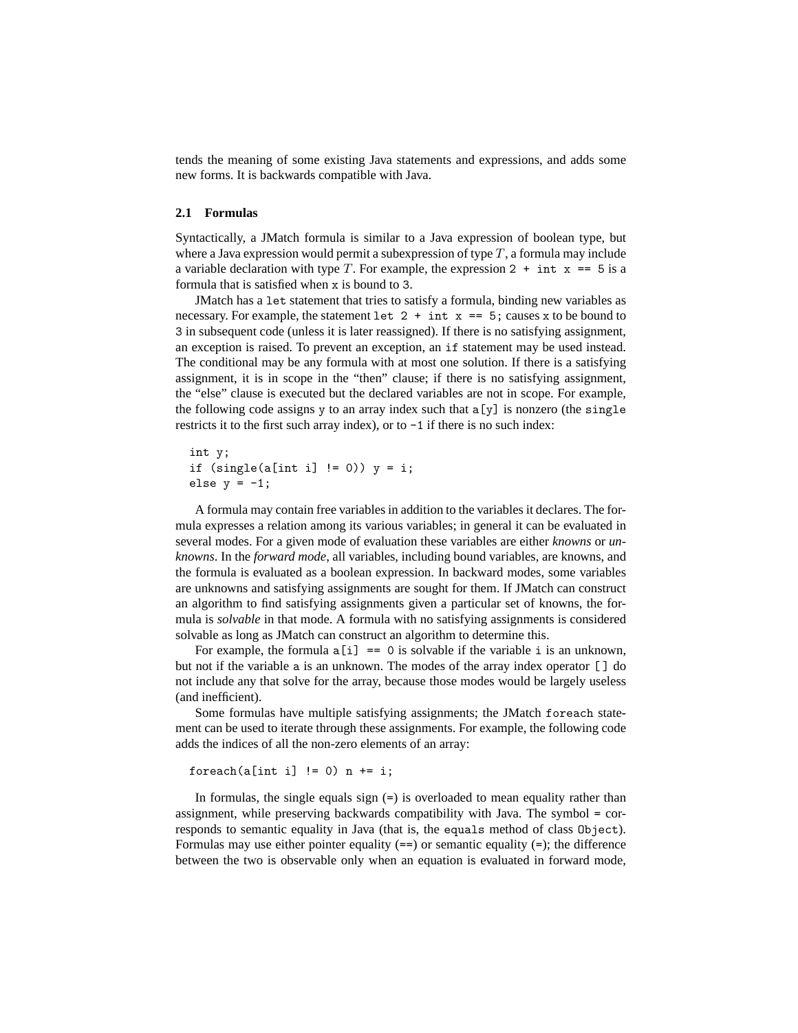tends the meaning of some existing Java statements and expressions, and adds some new forms. It is backwards compatible with Java.

### 2.1 Formulas

Syntactically, a JMatch formula is similar to a Java expression of boolean type, but where a Java expression would permit a subexpression of type $T$, a formula may include a variable declaration with type $T$. For example, the expression `2 + int x == 5` is a formula that is satisfied when `x` is bound to `3`.

JMatch has a `let` statement that tries to satisfy a formula, binding new variables as necessary. For example, the statement `let 2 + int x == 5;` causes `x` to be bound to `3` in subsequent code (unless it is later reassigned). If there is no satisfying assignment, an exception is raised. To prevent an exception, an `if` statement may be used instead. The conditional may be any formula with at most one solution. If there is a satisfying assignment, it is in scope in the "then" clause; if there is no satisfying assignment, the "else" clause is executed but the declared variables are not in scope. For example, the following code assigns `y` to an array index such that `a[y]` is nonzero (the `single` restricts it to the first such array index), or to `-1` if there is no such index:

```
int y;
if (single(a[int i] != 0)) y = i;
else y = -1;
```

A formula may contain free variables in addition to the variables it declares. The formula expresses a relation among its various variables; in general it can be evaluated in several modes. For a given mode of evaluation these variables are either *knowns* or *unknowns*. In the *forward mode*, all variables, including bound variables, are knowns, and the formula is evaluated as a boolean expression. In backward modes, some variables are unknowns and satisfying assignments are sought for them. If JMatch can construct an algorithm to find satisfying assignments given a particular set of knowns, the formula is *solvable* in that mode. A formula with no satisfying assignments is considered solvable as long as JMatch can construct an algorithm to determine this.

For example, the formula `a[i] == 0` is solvable if the variable `i` is an unknown, but not if the variable `a` is an unknown. The modes of the array index operator `[]` do not include any that solve for the array, because those modes would be largely useless (and inefficient).

Some formulas have multiple satisfying assignments; the JMatch `foreach` statement can be used to iterate through these assignments. For example, the following code adds the indices of all the non-zero elements of an array:

```
foreach(a[int i] != 0) n += i;
```

In formulas, the single equals sign (`=`) is overloaded to mean equality rather than assignment, while preserving backwards compatibility with Java. The symbol `=` corresponds to semantic equality in Java (that is, the `equals` method of class `Object`). Formulas may use either pointer equality (`==`) or semantic equality (`=`); the difference between the two is observable only when an equation is evaluated in forward mode,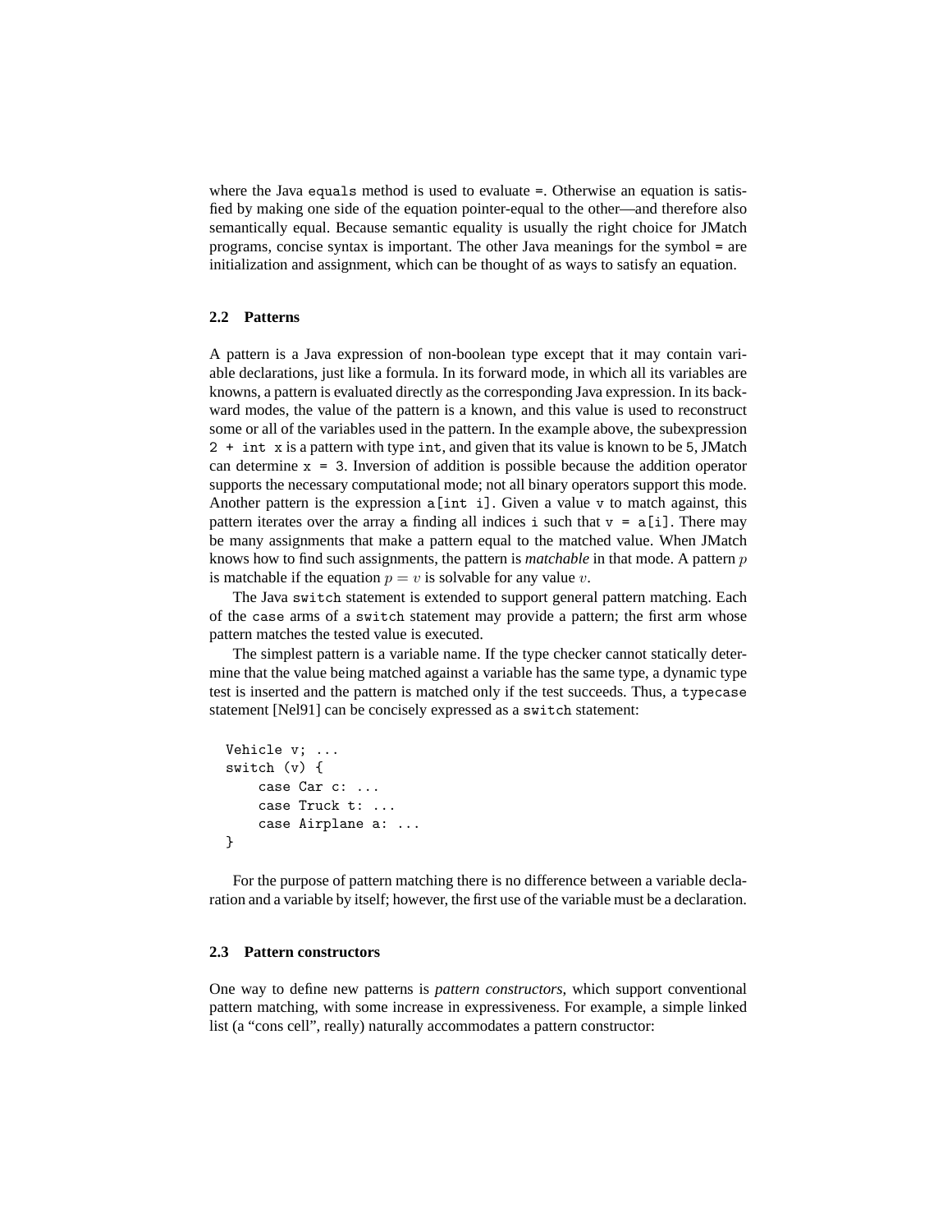where the Java `equals` method is used to evaluate `=`. Otherwise an equation is satisfied by making one side of the equation pointer-equal to the other—and therefore also semantically equal. Because semantic equality is usually the right choice for JMatch programs, concise syntax is important. The other Java meanings for the symbol `=` are initialization and assignment, which can be thought of as ways to satisfy an equation.

### 2.2 Patterns

A pattern is a Java expression of non-boolean type except that it may contain variable declarations, just like a formula. In its forward mode, in which all its variables are knowns, a pattern is evaluated directly as the corresponding Java expression. In its backward modes, the value of the pattern is a known, and this value is used to reconstruct some or all of the variables used in the pattern. In the example above, the subexpression `2 + int x` is a pattern with type `int`, and given that its value is known to be `5`, JMatch can determine `x = 3`. Inversion of addition is possible because the addition operator supports the necessary computational mode; not all binary operators support this mode. Another pattern is the expression `a[int i]`. Given a value `v` to match against, this pattern iterates over the array `a` finding all indices `i` such that `v = a[i]`. There may be many assignments that make a pattern equal to the matched value. When JMatch knows how to find such assignments, the pattern is *matchable* in that mode. A pattern $p$ is matchable if the equation $p = v$ is solvable for any value $v$.

The Java `switch` statement is extended to support general pattern matching. Each of the `case` arms of a `switch` statement may provide a pattern; the first arm whose pattern matches the tested value is executed.

The simplest pattern is a variable name. If the type checker cannot statically determine that the value being matched against a variable has the same type, a dynamic type test is inserted and the pattern is matched only if the test succeeds. Thus, a `typecase` statement [Nel91] can be concisely expressed as a `switch` statement:

```
Vehicle v; ...
switch (v) {
    case Car c: ...
    case Truck t: ...
    case Airplane a: ...
}
```

For the purpose of pattern matching there is no difference between a variable declaration and a variable by itself; however, the first use of the variable must be a declaration.

### 2.3 Pattern constructors

One way to define new patterns is *pattern constructors*, which support conventional pattern matching, with some increase in expressiveness. For example, a simple linked list (a "cons cell", really) naturally accommodates a pattern constructor: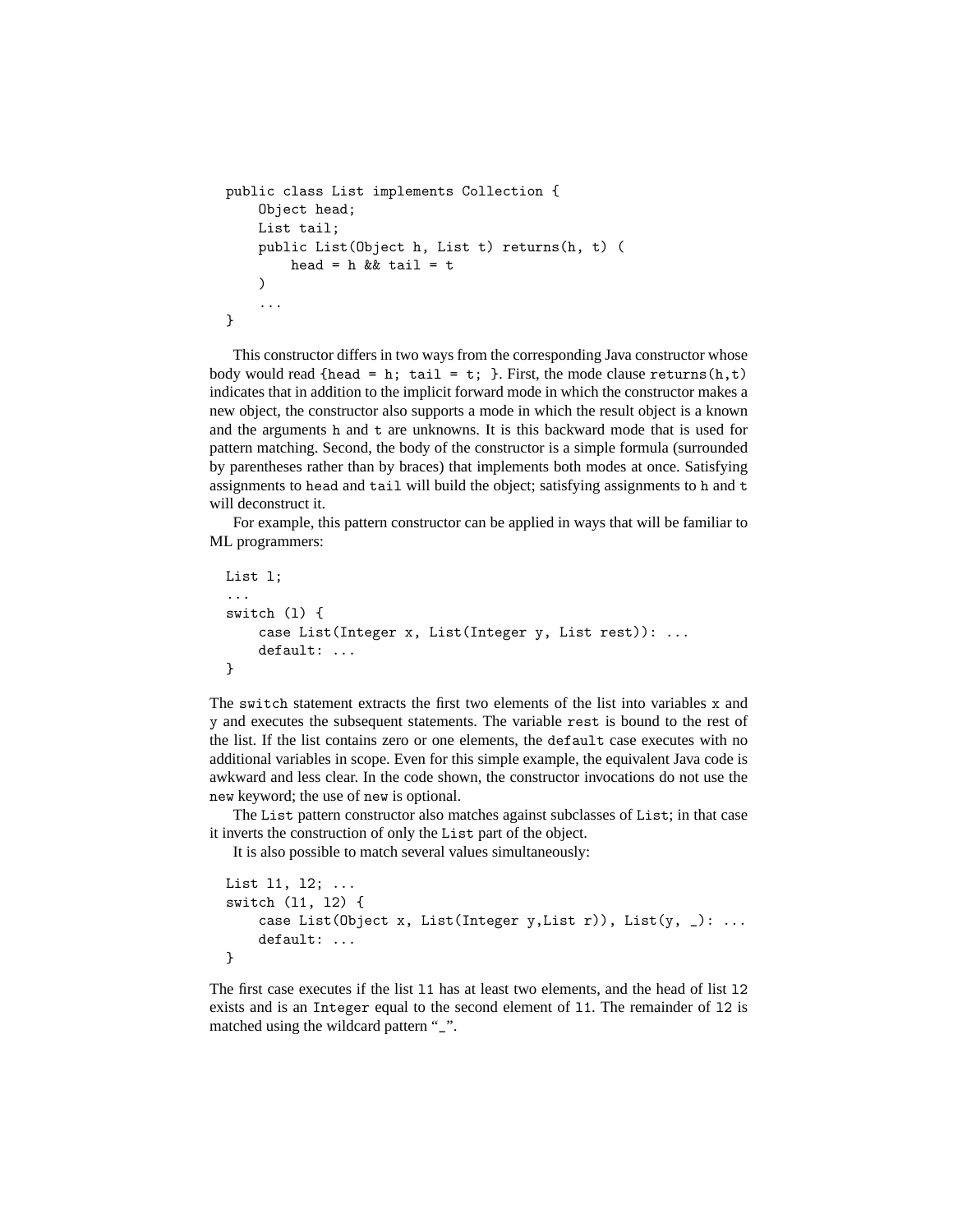```
public class List implements Collection {
    Object head;
    List tail;
    public List(Object h, List t) returns(h, t) (
        head = h && tail = t
    )
    ...
}
```

This constructor differs in two ways from the corresponding Java constructor whose body would read `{head = h; tail = t; }`. First, the mode clause `returns(h,t)` indicates that in addition to the implicit forward mode in which the constructor makes a new object, the constructor also supports a mode in which the result object is a known and the arguments `h` and `t` are unknowns. It is this backward mode that is used for pattern matching. Second, the body of the constructor is a simple formula (surrounded by parentheses rather than by braces) that implements both modes at once. Satisfying assignments to `head` and `tail` will build the object; satisfying assignments to `h` and `t` will deconstruct it.

For example, this pattern constructor can be applied in ways that will be familiar to ML programmers:

```
List l;
...
switch (l) {
    case List(Integer x, List(Integer y, List rest)): ...
    default: ...
}
```

The `switch` statement extracts the first two elements of the list into variables `x` and `y` and executes the subsequent statements. The variable `rest` is bound to the rest of the list. If the list contains zero or one elements, the `default` case executes with no additional variables in scope. Even for this simple example, the equivalent Java code is awkward and less clear. In the code shown, the constructor invocations do not use the `new` keyword; the use of `new` is optional.

The `List` pattern constructor also matches against subclasses of `List`; in that case it inverts the construction of only the `List` part of the object.

It is also possible to match several values simultaneously:

```
List l1, l2; ...
switch (l1, l2) {
    case List(Object x, List(Integer y,List r)), List(y, _): ...
    default: ...
}
```

The first case executes if the list `l1` has at least two elements, and the head of list `l2` exists and is an `Integer` equal to the second element of `l1`. The remainder of `l2` is matched using the wildcard pattern "`_`".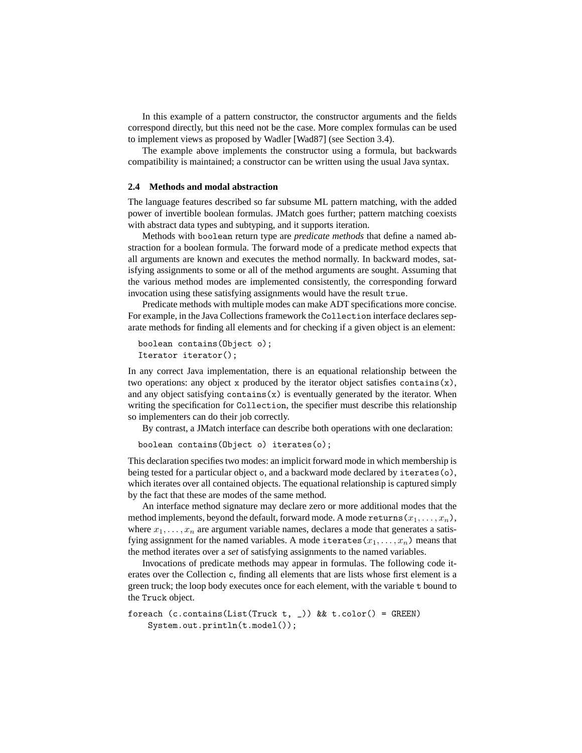In this example of a pattern constructor, the constructor arguments and the fields correspond directly, but this need not be the case. More complex formulas can be used to implement views as proposed by Wadler [Wad87] (see Section 3.4).

The example above implements the constructor using a formula, but backwards compatibility is maintained; a constructor can be written using the usual Java syntax.

### 2.4 Methods and modal abstraction

The language features described so far subsume ML pattern matching, with the added power of invertible boolean formulas. JMatch goes further; pattern matching coexists with abstract data types and subtyping, and it supports iteration.

Methods with `boolean` return type are *predicate methods* that define a named abstraction for a boolean formula. The forward mode of a predicate method expects that all arguments are known and executes the method normally. In backward modes, satisfying assignments to some or all of the method arguments are sought. Assuming that the various method modes are implemented consistently, the corresponding forward invocation using these satisfying assignments would have the result `true`.

Predicate methods with multiple modes can make ADT specifications more concise. For example, in the Java Collections framework the `Collection` interface declares separate methods for finding all elements and for checking if a given object is an element:

```
boolean contains(Object o);
Iterator iterator();
```

In any correct Java implementation, there is an equational relationship between the two operations: any object `x` produced by the iterator object satisfies `contains(x)`, and any object satisfying `contains(x)` is eventually generated by the iterator. When writing the specification for `Collection`, the specifier must describe this relationship so implementers can do their job correctly.

By contrast, a JMatch interface can describe both operations with one declaration:

```
boolean contains(Object o) iterates(o);
```

This declaration specifies two modes: an implicit forward mode in which membership is being tested for a particular object `o`, and a backward mode declared by `iterates(o)`, which iterates over all contained objects. The equational relationship is captured simply by the fact that these are modes of the same method.

An interface method signature may declare zero or more additional modes that the method implements, beyond the default, forward mode. A mode `returns`($x_1, \ldots, x_n$), where $x_1, \ldots, x_n$ are argument variable names, declares a mode that generates a satisfying assignment for the named variables. A mode `iterates`($x_1, \ldots, x_n$) means that the method iterates over a *set* of satisfying assignments to the named variables.

Invocations of predicate methods may appear in formulas. The following code iterates over the Collection `c`, finding all elements that are lists whose first element is a green truck; the loop body executes once for each element, with the variable `t` bound to the `Truck` object.

```
foreach (c.contains(List(Truck t, _)) && t.color() = GREEN)
    System.out.println(t.model());
```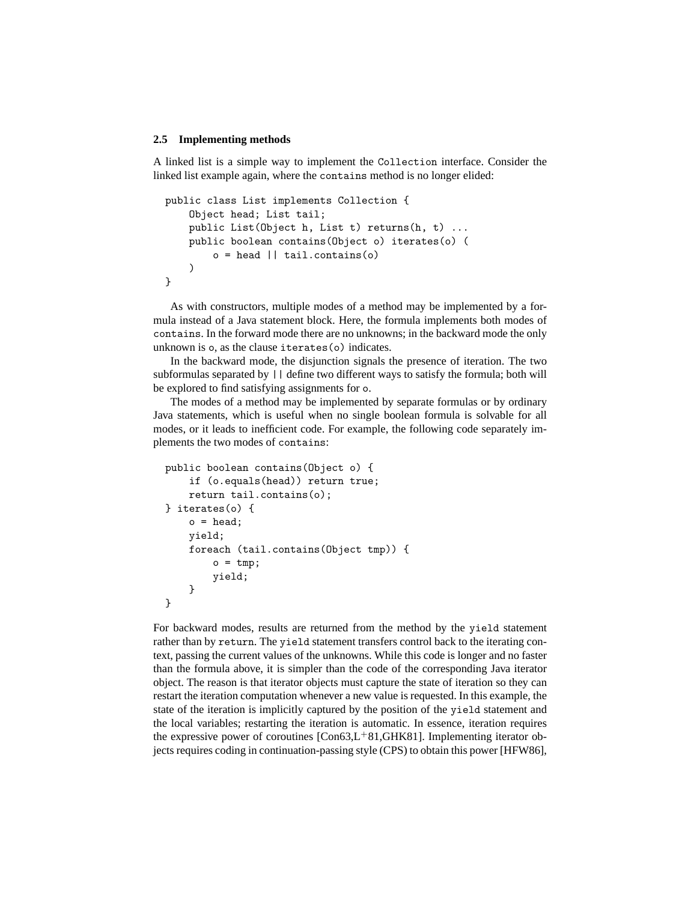### 2.5 Implementing methods

A linked list is a simple way to implement the `Collection` interface. Consider the linked list example again, where the `contains` method is no longer elided:

```
public class List implements Collection {
    Object head; List tail;
    public List(Object h, List t) returns(h, t) ...
    public boolean contains(Object o) iterates(o) (
        o = head || tail.contains(o)
    )
}
```

As with constructors, multiple modes of a method may be implemented by a formula instead of a Java statement block. Here, the formula implements both modes of `contains`. In the forward mode there are no unknowns; in the backward mode the only unknown is `o`, as the clause `iterates(o)` indicates.

In the backward mode, the disjunction signals the presence of iteration. The two subformulas separated by `||` define two different ways to satisfy the formula; both will be explored to find satisfying assignments for `o`.

The modes of a method may be implemented by separate formulas or by ordinary Java statements, which is useful when no single boolean formula is solvable for all modes, or it leads to inefficient code. For example, the following code separately implements the two modes of `contains`:

```
public boolean contains(Object o) {
    if (o.equals(head)) return true;
    return tail.contains(o);
} iterates(o) {
    o = head;
    yield;
    foreach (tail.contains(Object tmp)) {
        o = tmp;
        yield;
    }
}
```

For backward modes, results are returned from the method by the `yield` statement rather than by `return`. The `yield` statement transfers control back to the iterating context, passing the current values of the unknowns. While this code is longer and no faster than the formula above, it is simpler than the code of the corresponding Java iterator object. The reason is that iterator objects must capture the state of iteration so they can restart the iteration computation whenever a new value is requested. In this example, the state of the iteration is implicitly captured by the position of the `yield` statement and the local variables; restarting the iteration is automatic. In essence, iteration requires the expressive power of coroutines [Con63,L+81,GHK81]. Implementing iterator objects requires coding in continuation-passing style (CPS) to obtain this power [HFW86],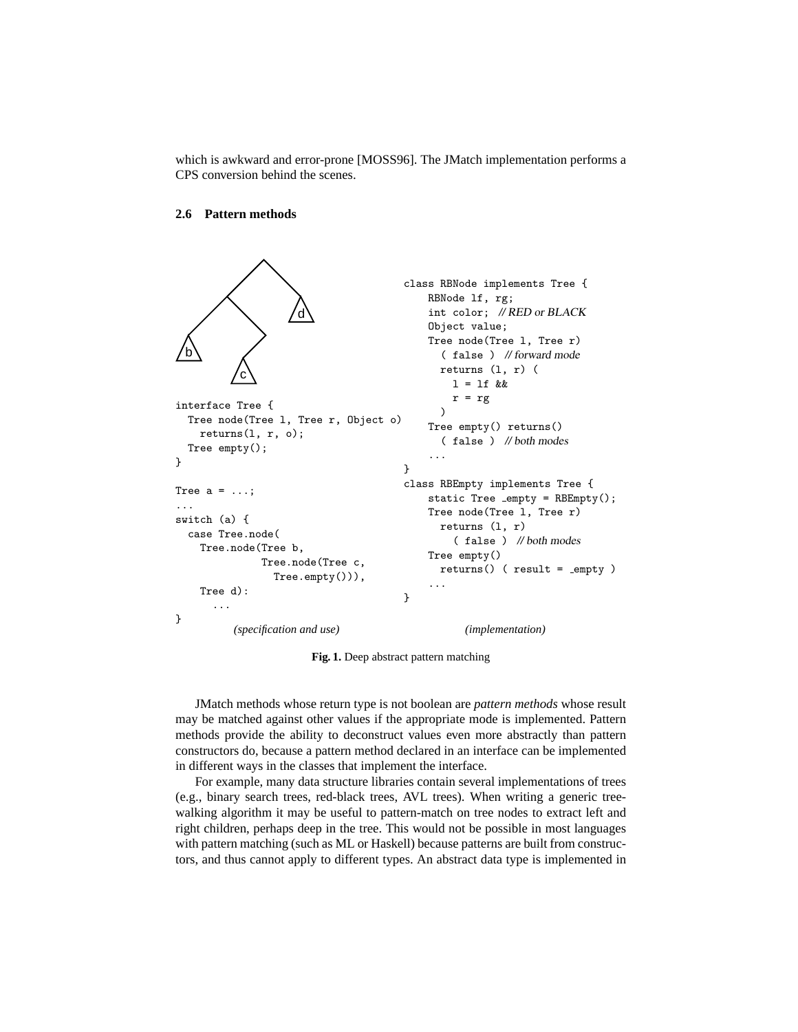which is awkward and error-prone [MOSS96]. The JMatch implementation performs a CPS conversion behind the scenes.

### 2.6 Pattern methods

```
interface Tree {
  Tree node(Tree l, Tree r, Object o)
    returns(l, r, o);
  Tree empty();
}

Tree a = ...;
...
switch (a) {
  case Tree.node(
    Tree.node(Tree b,
              Tree.node(Tree c,
                Tree.empty())),
    Tree d):
      ...
}
```

*(specification and use)*

```
class RBNode implements Tree {
    RBNode lf, rg;
    int color;  // RED or BLACK
    Object value;
    Tree node(Tree l, Tree r)
      ( false )  // forward mode
      returns (l, r) (
        l = lf &&
        r = rg
      )
    Tree empty() returns()
      ( false )  // both modes
    ...
}
class RBEmpty implements Tree {
    static Tree _empty = RBEmpty();
    Tree node(Tree l, Tree r)
      returns (l, r)
        ( false )  // both modes
    Tree empty()
      returns() ( result = _empty )
    ...
}
```

*(implementation)*

**Fig. 1.** Deep abstract pattern matching

JMatch methods whose return type is not boolean are *pattern methods* whose result may be matched against other values if the appropriate mode is implemented. Pattern methods provide the ability to deconstruct values even more abstractly than pattern constructors do, because a pattern method declared in an interface can be implemented in different ways in the classes that implement the interface.

For example, many data structure libraries contain several implementations of trees (e.g., binary search trees, red-black trees, AVL trees). When writing a generic tree-walking algorithm it may be useful to pattern-match on tree nodes to extract left and right children, perhaps deep in the tree. This would not be possible in most languages with pattern matching (such as ML or Haskell) because patterns are built from constructors, and thus cannot apply to different types. An abstract data type is implemented in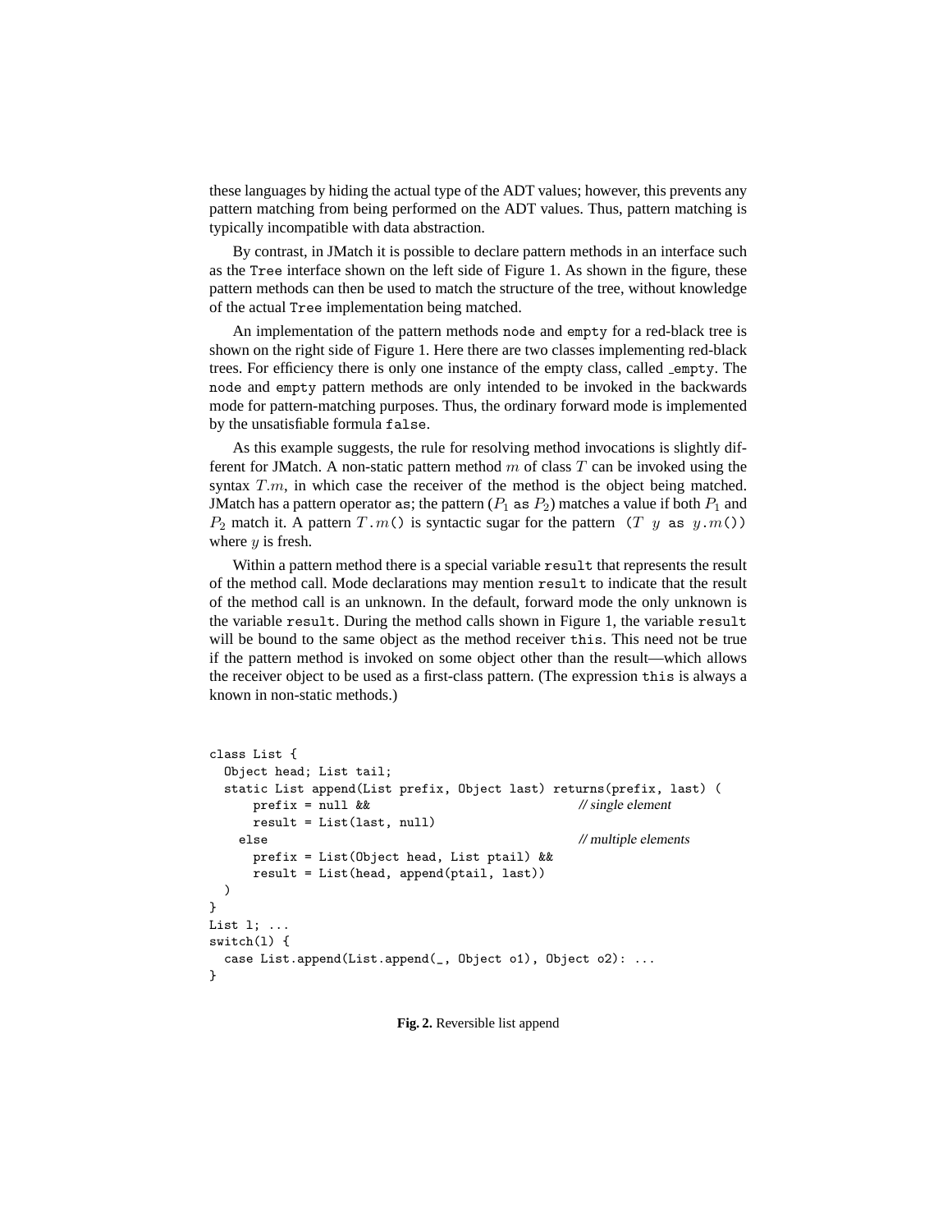these languages by hiding the actual type of the ADT values; however, this prevents any pattern matching from being performed on the ADT values. Thus, pattern matching is typically incompatible with data abstraction.

By contrast, in JMatch it is possible to declare pattern methods in an interface such as the `Tree` interface shown on the left side of Figure 1. As shown in the figure, these pattern methods can then be used to match the structure of the tree, without knowledge of the actual `Tree` implementation being matched.

An implementation of the pattern methods `node` and `empty` for a red-black tree is shown on the right side of Figure 1. Here there are two classes implementing red-black trees. For efficiency there is only one instance of the empty class, called `_empty`. The `node` and `empty` pattern methods are only intended to be invoked in the backwards mode for pattern-matching purposes. Thus, the ordinary forward mode is implemented by the unsatisfiable formula `false`.

As this example suggests, the rule for resolving method invocations is slightly different for JMatch. A non-static pattern method $m$ of class $T$ can be invoked using the syntax $T.m$, in which case the receiver of the method is the object being matched. JMatch has a pattern operator `as`; the pattern ($P_1$ `as` $P_2$) matches a value if both $P_1$ and $P_2$ match it. A pattern $T$.$m$() is syntactic sugar for the pattern ($T$ $y$ `as` $y$.$m$()) where $y$ is fresh.

Within a pattern method there is a special variable `result` that represents the result of the method call. Mode declarations may mention `result` to indicate that the result of the method call is an unknown. In the default, forward mode the only unknown is the variable `result`. During the method calls shown in Figure 1, the variable `result` will be bound to the same object as the method receiver `this`. This need not be true if the pattern method is invoked on some object other than the result—which allows the receiver object to be used as a first-class pattern. (The expression `this` is always a known in non-static methods.)

```
class List {
  Object head; List tail;
  static List append(List prefix, Object last) returns(prefix, last) (
      prefix = null &&                          // single element
      result = List(last, null)
    else                                        // multiple elements
      prefix = List(Object head, List ptail) &&
      result = List(head, append(ptail, last))
  )
}
List l; ...
switch(l) {
  case List.append(List.append(_, Object o1), Object o2): ...
}
```

**Fig. 2.** Reversible list append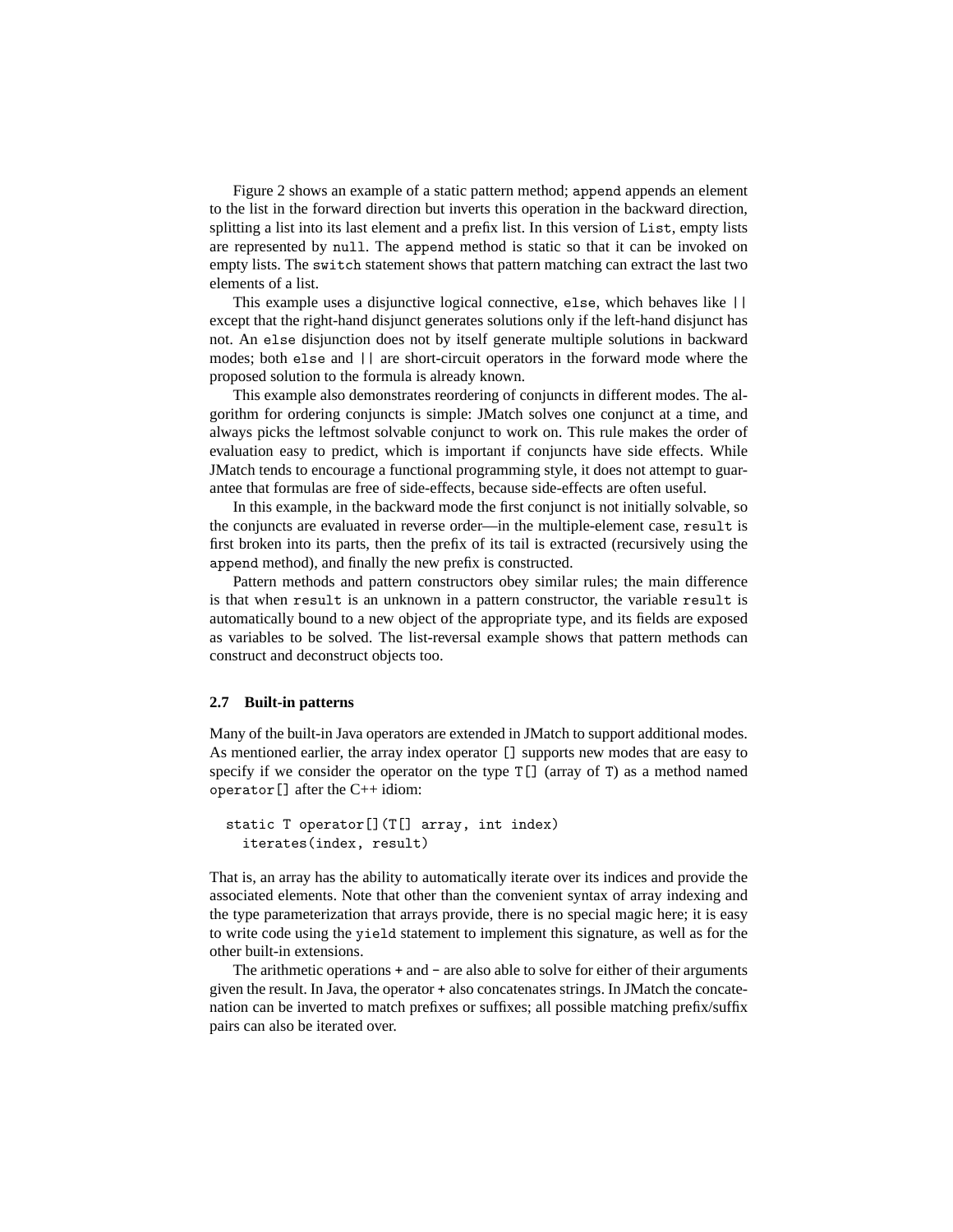Figure 2 shows an example of a static pattern method; append appends an element to the list in the forward direction but inverts this operation in the backward direction, splitting a list into its last element and a prefix list. In this version of List, empty lists are represented by null. The append method is static so that it can be invoked on empty lists. The switch statement shows that pattern matching can extract the last two elements of a list.

This example uses a disjunctive logical connective, else, which behaves like || except that the right-hand disjunct generates solutions only if the left-hand disjunct has not. An else disjunction does not by itself generate multiple solutions in backward modes; both else and || are short-circuit operators in the forward mode where the proposed solution to the formula is already known.

This example also demonstrates reordering of conjuncts in different modes. The algorithm for ordering conjuncts is simple: JMatch solves one conjunct at a time, and always picks the leftmost solvable conjunct to work on. This rule makes the order of evaluation easy to predict, which is important if conjuncts have side effects. While JMatch tends to encourage a functional programming style, it does not attempt to guarantee that formulas are free of side-effects, because side-effects are often useful.

In this example, in the backward mode the first conjunct is not initially solvable, so the conjuncts are evaluated in reverse order—in the multiple-element case, result is first broken into its parts, then the prefix of its tail is extracted (recursively using the append method), and finally the new prefix is constructed.

Pattern methods and pattern constructors obey similar rules; the main difference is that when result is an unknown in a pattern constructor, the variable result is automatically bound to a new object of the appropriate type, and its fields are exposed as variables to be solved. The list-reversal example shows that pattern methods can construct and deconstruct objects too.

### 2.7 Built-in patterns

Many of the built-in Java operators are extended in JMatch to support additional modes. As mentioned earlier, the array index operator [] supports new modes that are easy to specify if we consider the operator on the type T[] (array of T) as a method named operator[] after the C++ idiom:

```
static T operator[](T[] array, int index)
  iterates(index, result)
```

That is, an array has the ability to automatically iterate over its indices and provide the associated elements. Note that other than the convenient syntax of array indexing and the type parameterization that arrays provide, there is no special magic here; it is easy to write code using the yield statement to implement this signature, as well as for the other built-in extensions.

The arithmetic operations + and - are also able to solve for either of their arguments given the result. In Java, the operator + also concatenates strings. In JMatch the concatenation can be inverted to match prefixes or suffixes; all possible matching prefix/suffix pairs can also be iterated over.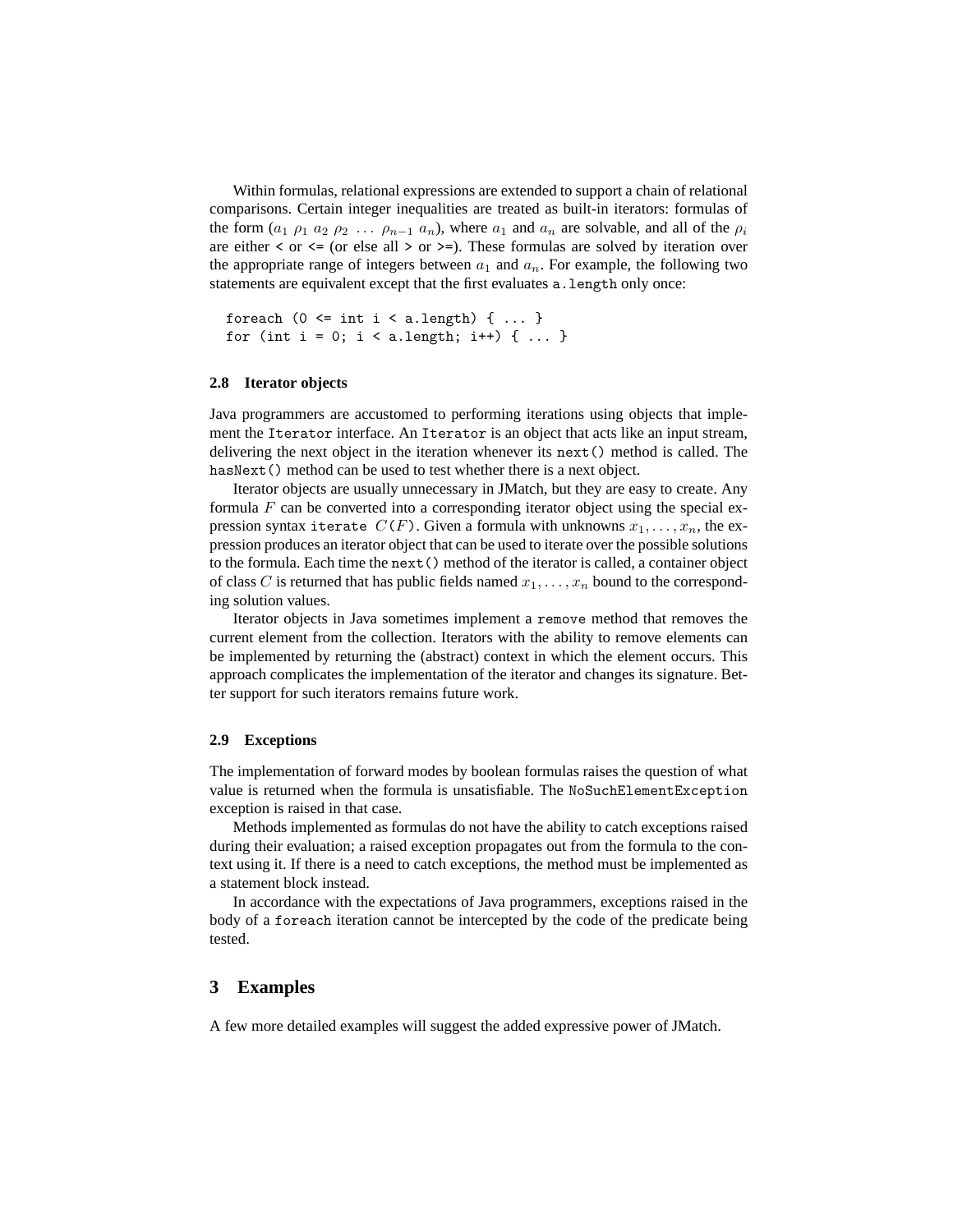Within formulas, relational expressions are extended to support a chain of relational comparisons. Certain integer inequalities are treated as built-in iterators: formulas of the form ($a_1\ \rho_1\ a_2\ \rho_2\ \ldots\ \rho_{n-1}\ a_n$), where $a_1$ and $a_n$ are solvable, and all of the $\rho_i$ are either `<` or `<=` (or else all `>` or `>=`). These formulas are solved by iteration over the appropriate range of integers between $a_1$ and $a_n$. For example, the following two statements are equivalent except that the first evaluates `a.length` only once:

```
foreach (0 <= int i < a.length) { ... }
for (int i = 0; i < a.length; i++) { ... }
```

### 2.8 Iterator objects

Java programmers are accustomed to performing iterations using objects that implement the `Iterator` interface. An `Iterator` is an object that acts like an input stream, delivering the next object in the iteration whenever its `next()` method is called. The `hasNext()` method can be used to test whether there is a next object.

Iterator objects are usually unnecessary in JMatch, but they are easy to create. Any formula $F$ can be converted into a corresponding iterator object using the special expression syntax `iterate` $C$`(`$F$`)`. Given a formula with unknowns $x_1, \ldots, x_n$, the expression produces an iterator object that can be used to iterate over the possible solutions to the formula. Each time the `next()` method of the iterator is called, a container object of class $C$ is returned that has public fields named $x_1, \ldots, x_n$ bound to the corresponding solution values.

Iterator objects in Java sometimes implement a `remove` method that removes the current element from the collection. Iterators with the ability to remove elements can be implemented by returning the (abstract) context in which the element occurs. This approach complicates the implementation of the iterator and changes its signature. Better support for such iterators remains future work.

### 2.9 Exceptions

The implementation of forward modes by boolean formulas raises the question of what value is returned when the formula is unsatisfiable. The `NoSuchElementException` exception is raised in that case.

Methods implemented as formulas do not have the ability to catch exceptions raised during their evaluation; a raised exception propagates out from the formula to the context using it. If there is a need to catch exceptions, the method must be implemented as a statement block instead.

In accordance with the expectations of Java programmers, exceptions raised in the body of a `foreach` iteration cannot be intercepted by the code of the predicate being tested.

## 3 Examples

A few more detailed examples will suggest the added expressive power of JMatch.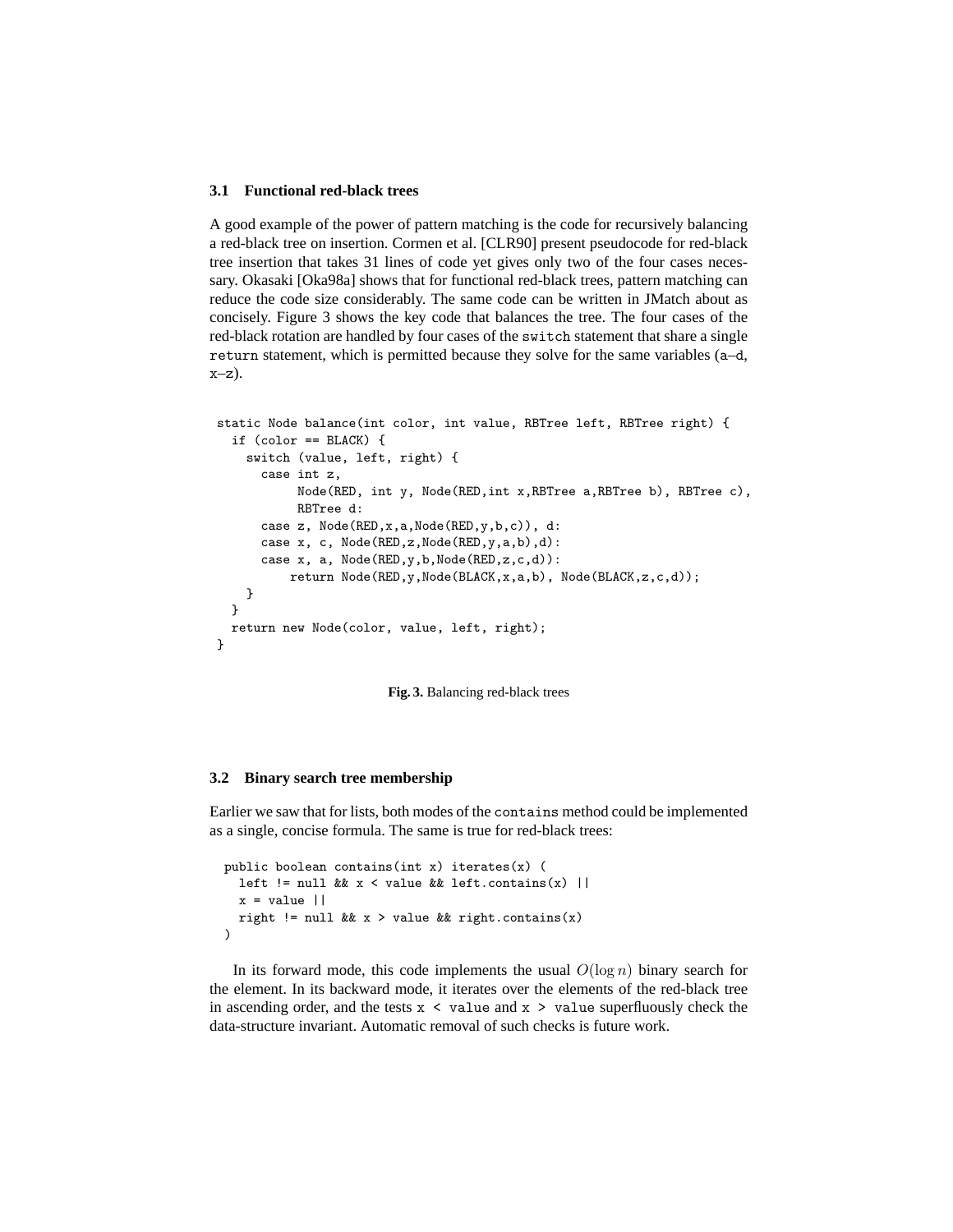### 3.1 Functional red-black trees

A good example of the power of pattern matching is the code for recursively balancing a red-black tree on insertion. Cormen et al. [CLR90] present pseudocode for red-black tree insertion that takes 31 lines of code yet gives only two of the four cases necessary. Okasaki [Oka98a] shows that for functional red-black trees, pattern matching can reduce the code size considerably. The same code can be written in JMatch about as concisely. Figure 3 shows the key code that balances the tree. The four cases of the red-black rotation are handled by four cases of the `switch` statement that share a single `return` statement, which is permitted because they solve for the same variables (`a`–`d`, `x`–`z`).

```
static Node balance(int color, int value, RBTree left, RBTree right) {
  if (color == BLACK) {
    switch (value, left, right) {
      case int z,
           Node(RED, int y, Node(RED,int x,RBTree a,RBTree b), RBTree c),
           RBTree d:
      case z, Node(RED,x,a,Node(RED,y,b,c)), d:
      case x, c, Node(RED,z,Node(RED,y,a,b),d):
      case x, a, Node(RED,y,b,Node(RED,z,c,d)):
          return Node(RED,y,Node(BLACK,x,a,b), Node(BLACK,z,c,d));
    }
  }
  return new Node(color, value, left, right);
}
```

**Fig. 3.** Balancing red-black trees

### 3.2 Binary search tree membership

Earlier we saw that for lists, both modes of the `contains` method could be implemented as a single, concise formula. The same is true for red-black trees:

```
public boolean contains(int x) iterates(x) (
  left != null && x < value && left.contains(x) ||
  x = value ||
  right != null && x > value && right.contains(x)
)
```

In its forward mode, this code implements the usual $O(\log n)$ binary search for the element. In its backward mode, it iterates over the elements of the red-black tree in ascending order, and the tests `x < value` and `x > value` superfluously check the data-structure invariant. Automatic removal of such checks is future work.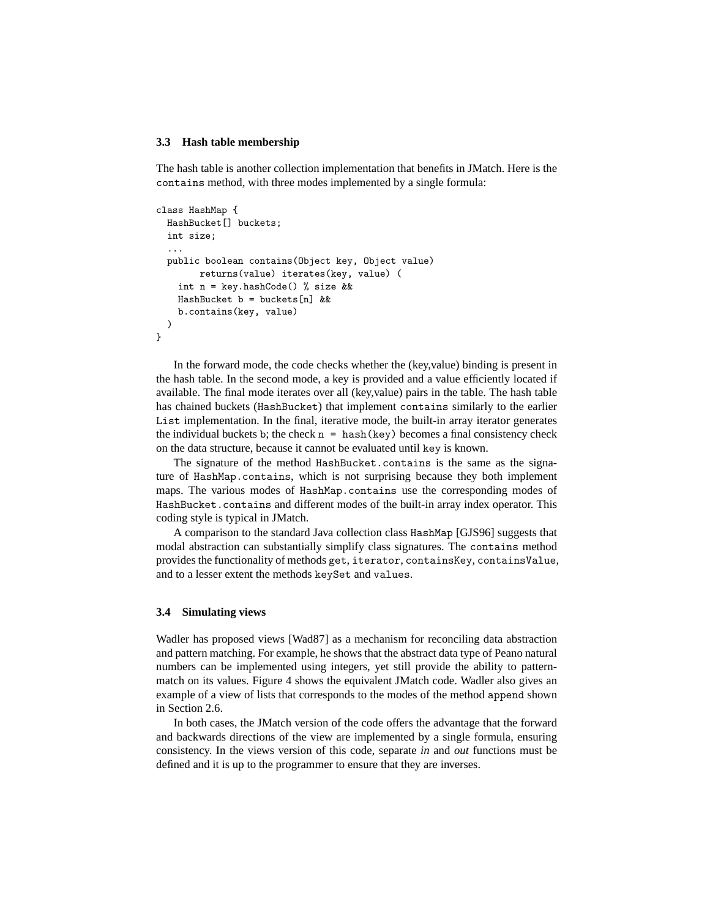### 3.3 Hash table membership

The hash table is another collection implementation that benefits in JMatch. Here is the `contains` method, with three modes implemented by a single formula:

```
class HashMap {
  HashBucket[] buckets;
  int size;
  ...
  public boolean contains(Object key, Object value)
        returns(value) iterates(key, value) (
    int n = key.hashCode() % size &&
    HashBucket b = buckets[n] &&
    b.contains(key, value)
  )
}
```

In the forward mode, the code checks whether the (key,value) binding is present in the hash table. In the second mode, a key is provided and a value efficiently located if available. The final mode iterates over all (key,value) pairs in the table. The hash table has chained buckets (`HashBucket`) that implement `contains` similarly to the earlier `List` implementation. In the final, iterative mode, the built-in array iterator generates the individual buckets `b`; the check `n = hash(key)` becomes a final consistency check on the data structure, because it cannot be evaluated until `key` is known.

The signature of the method `HashBucket.contains` is the same as the signature of `HashMap.contains`, which is not surprising because they both implement maps. The various modes of `HashMap.contains` use the corresponding modes of `HashBucket.contains` and different modes of the built-in array index operator. This coding style is typical in JMatch.

A comparison to the standard Java collection class `HashMap` [GJS96] suggests that modal abstraction can substantially simplify class signatures. The `contains` method provides the functionality of methods `get`, `iterator`, `containsKey`, `containsValue`, and to a lesser extent the methods `keySet` and `values`.

### 3.4 Simulating views

Wadler has proposed views [Wad87] as a mechanism for reconciling data abstraction and pattern matching. For example, he shows that the abstract data type of Peano natural numbers can be implemented using integers, yet still provide the ability to pattern-match on its values. Figure 4 shows the equivalent JMatch code. Wadler also gives an example of a view of lists that corresponds to the modes of the method `append` shown in Section 2.6.

In both cases, the JMatch version of the code offers the advantage that the forward and backwards directions of the view are implemented by a single formula, ensuring consistency. In the views version of this code, separate *in* and *out* functions must be defined and it is up to the programmer to ensure that they are inverses.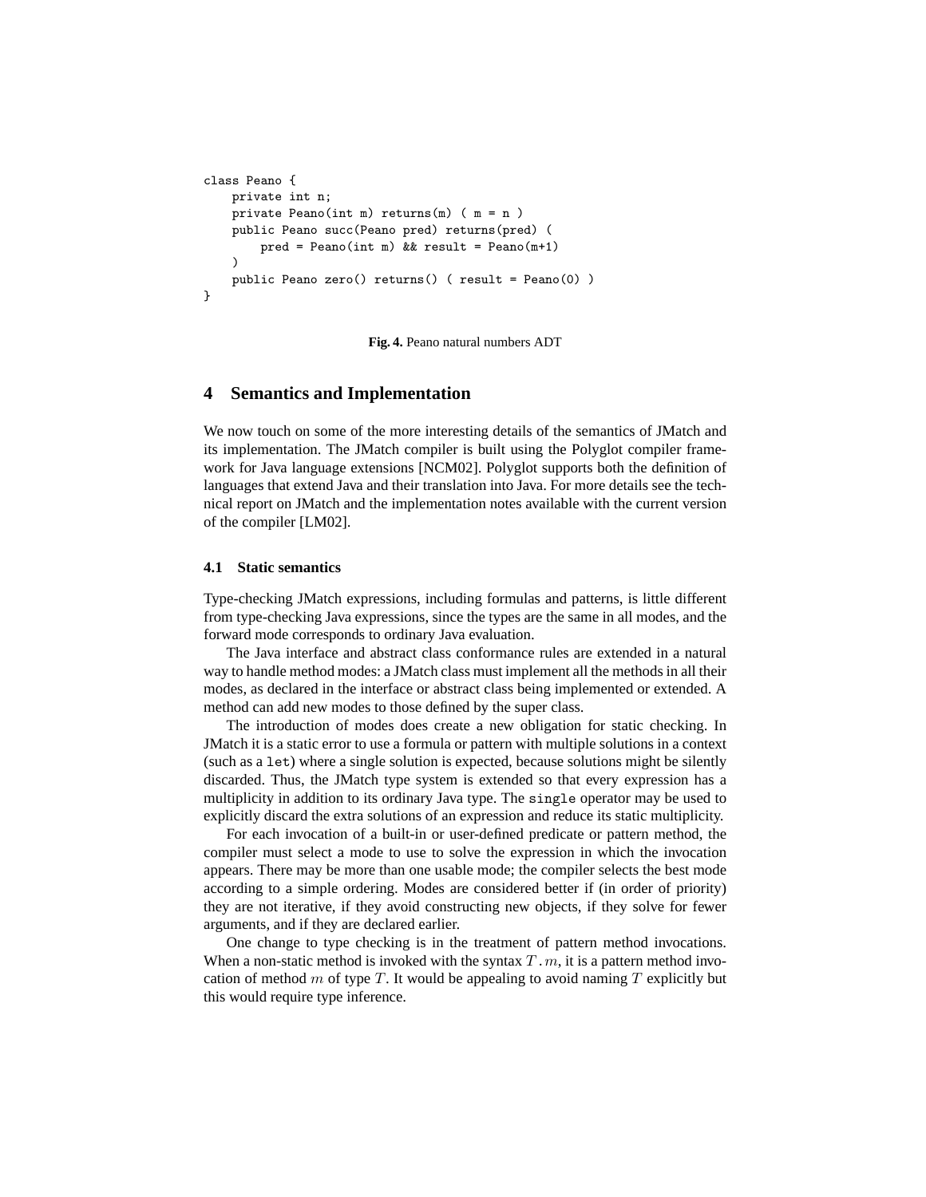```
class Peano {
    private int n;
    private Peano(int m) returns(m) ( m = n )
    public Peano succ(Peano pred) returns(pred) (
        pred = Peano(int m) && result = Peano(m+1)
    )
    public Peano zero() returns() ( result = Peano(0) )
}
```

**Fig. 4.** Peano natural numbers ADT

## 4 Semantics and Implementation

We now touch on some of the more interesting details of the semantics of JMatch and its implementation. The JMatch compiler is built using the Polyglot compiler framework for Java language extensions [NCM02]. Polyglot supports both the definition of languages that extend Java and their translation into Java. For more details see the technical report on JMatch and the implementation notes available with the current version of the compiler [LM02].

### 4.1 Static semantics

Type-checking JMatch expressions, including formulas and patterns, is little different from type-checking Java expressions, since the types are the same in all modes, and the forward mode corresponds to ordinary Java evaluation.

The Java interface and abstract class conformance rules are extended in a natural way to handle method modes: a JMatch class must implement all the methods in all their modes, as declared in the interface or abstract class being implemented or extended. A method can add new modes to those defined by the super class.

The introduction of modes does create a new obligation for static checking. In JMatch it is a static error to use a formula or pattern with multiple solutions in a context (such as a `let`) where a single solution is expected, because solutions might be silently discarded. Thus, the JMatch type system is extended so that every expression has a multiplicity in addition to its ordinary Java type. The `single` operator may be used to explicitly discard the extra solutions of an expression and reduce its static multiplicity.

For each invocation of a built-in or user-defined predicate or pattern method, the compiler must select a mode to use to solve the expression in which the invocation appears. There may be more than one usable mode; the compiler selects the best mode according to a simple ordering. Modes are considered better if (in order of priority) they are not iterative, if they avoid constructing new objects, if they solve for fewer arguments, and if they are declared earlier.

One change to type checking is in the treatment of pattern method invocations. When a non-static method is invoked with the syntax $T.m$, it is a pattern method invocation of method $m$ of type $T$. It would be appealing to avoid naming $T$ explicitly but this would require type inference.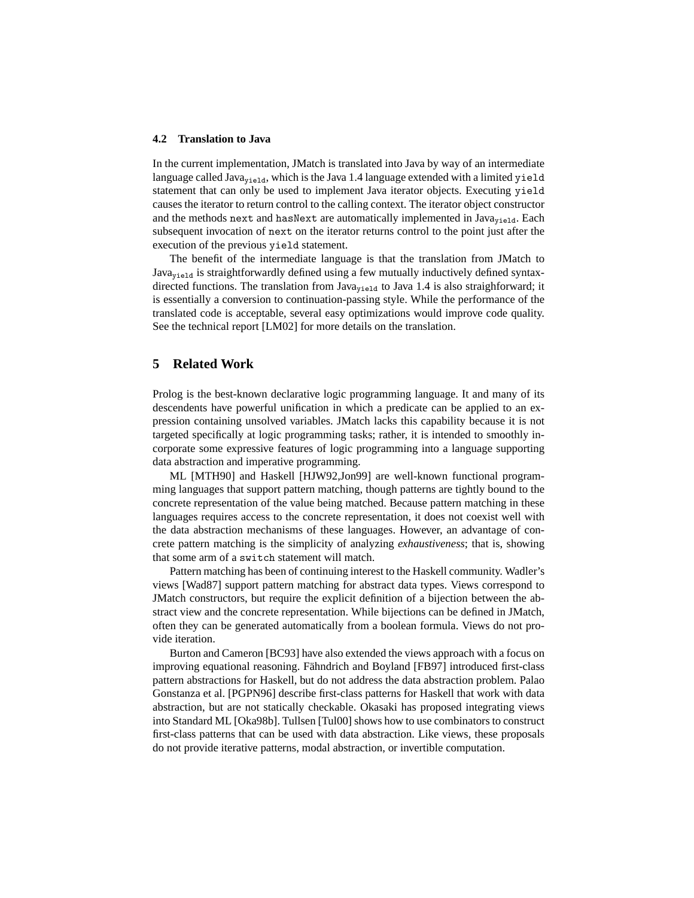### 4.2 Translation to Java

In the current implementation, JMatch is translated into Java by way of an intermediate language called Java$_{\texttt{yield}}$, which is the Java 1.4 language extended with a limited `yield` statement that can only be used to implement Java iterator objects. Executing `yield` causes the iterator to return control to the calling context. The iterator object constructor and the methods `next` and `hasNext` are automatically implemented in Java$_{\texttt{yield}}$. Each subsequent invocation of `next` on the iterator returns control to the point just after the execution of the previous `yield` statement.

The benefit of the intermediate language is that the translation from JMatch to Java$_{\texttt{yield}}$ is straightforwardly defined using a few mutually inductively defined syntax-directed functions. The translation from Java$_{\texttt{yield}}$ to Java 1.4 is also straighforward; it is essentially a conversion to continuation-passing style. While the performance of the translated code is acceptable, several easy optimizations would improve code quality. See the technical report [LM02] for more details on the translation.

## 5 Related Work

Prolog is the best-known declarative logic programming language. It and many of its descendents have powerful unification in which a predicate can be applied to an expression containing unsolved variables. JMatch lacks this capability because it is not targeted specifically at logic programming tasks; rather, it is intended to smoothly incorporate some expressive features of logic programming into a language supporting data abstraction and imperative programming.

ML [MTH90] and Haskell [HJW92,Jon99] are well-known functional programming languages that support pattern matching, though patterns are tightly bound to the concrete representation of the value being matched. Because pattern matching in these languages requires access to the concrete representation, it does not coexist well with the data abstraction mechanisms of these languages. However, an advantage of concrete pattern matching is the simplicity of analyzing *exhaustiveness*; that is, showing that some arm of a `switch` statement will match.

Pattern matching has been of continuing interest to the Haskell community. Wadler's views [Wad87] support pattern matching for abstract data types. Views correspond to JMatch constructors, but require the explicit definition of a bijection between the abstract view and the concrete representation. While bijections can be defined in JMatch, often they can be generated automatically from a boolean formula. Views do not provide iteration.

Burton and Cameron [BC93] have also extended the views approach with a focus on improving equational reasoning. Fähndrich and Boyland [FB97] introduced first-class pattern abstractions for Haskell, but do not address the data abstraction problem. Palao Gonstanza et al. [PGPN96] describe first-class patterns for Haskell that work with data abstraction, but are not statically checkable. Okasaki has proposed integrating views into Standard ML [Oka98b]. Tullsen [Tul00] shows how to use combinators to construct first-class patterns that can be used with data abstraction. Like views, these proposals do not provide iterative patterns, modal abstraction, or invertible computation.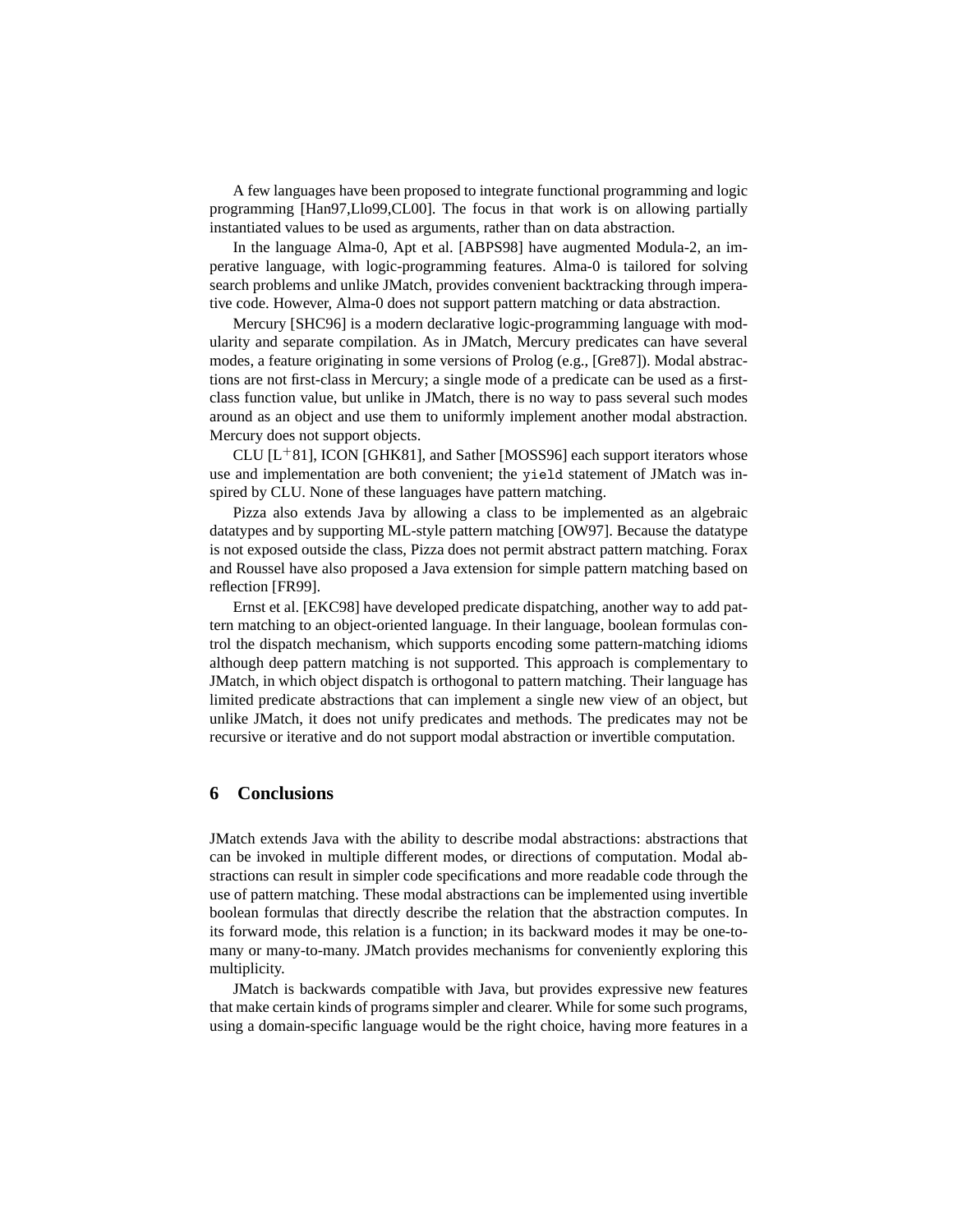A few languages have been proposed to integrate functional programming and logic programming [Han97,Llo99,CL00]. The focus in that work is on allowing partially instantiated values to be used as arguments, rather than on data abstraction.

In the language Alma-0, Apt et al. [ABPS98] have augmented Modula-2, an imperative language, with logic-programming features. Alma-0 is tailored for solving search problems and unlike JMatch, provides convenient backtracking through imperative code. However, Alma-0 does not support pattern matching or data abstraction.

Mercury [SHC96] is a modern declarative logic-programming language with modularity and separate compilation. As in JMatch, Mercury predicates can have several modes, a feature originating in some versions of Prolog (e.g., [Gre87]). Modal abstractions are not first-class in Mercury; a single mode of a predicate can be used as a first-class function value, but unlike in JMatch, there is no way to pass several such modes around as an object and use them to uniformly implement another modal abstraction. Mercury does not support objects.

CLU [L+81], ICON [GHK81], and Sather [MOSS96] each support iterators whose use and implementation are both convenient; the `yield` statement of JMatch was inspired by CLU. None of these languages have pattern matching.

Pizza also extends Java by allowing a class to be implemented as an algebraic datatypes and by supporting ML-style pattern matching [OW97]. Because the datatype is not exposed outside the class, Pizza does not permit abstract pattern matching. Forax and Roussel have also proposed a Java extension for simple pattern matching based on reflection [FR99].

Ernst et al. [EKC98] have developed predicate dispatching, another way to add pattern matching to an object-oriented language. In their language, boolean formulas control the dispatch mechanism, which supports encoding some pattern-matching idioms although deep pattern matching is not supported. This approach is complementary to JMatch, in which object dispatch is orthogonal to pattern matching. Their language has limited predicate abstractions that can implement a single new view of an object, but unlike JMatch, it does not unify predicates and methods. The predicates may not be recursive or iterative and do not support modal abstraction or invertible computation.

## 6 Conclusions

JMatch extends Java with the ability to describe modal abstractions: abstractions that can be invoked in multiple different modes, or directions of computation. Modal abstractions can result in simpler code specifications and more readable code through the use of pattern matching. These modal abstractions can be implemented using invertible boolean formulas that directly describe the relation that the abstraction computes. In its forward mode, this relation is a function; in its backward modes it may be one-to-many or many-to-many. JMatch provides mechanisms for conveniently exploring this multiplicity.

JMatch is backwards compatible with Java, but provides expressive new features that make certain kinds of programs simpler and clearer. While for some such programs, using a domain-specific language would be the right choice, having more features in a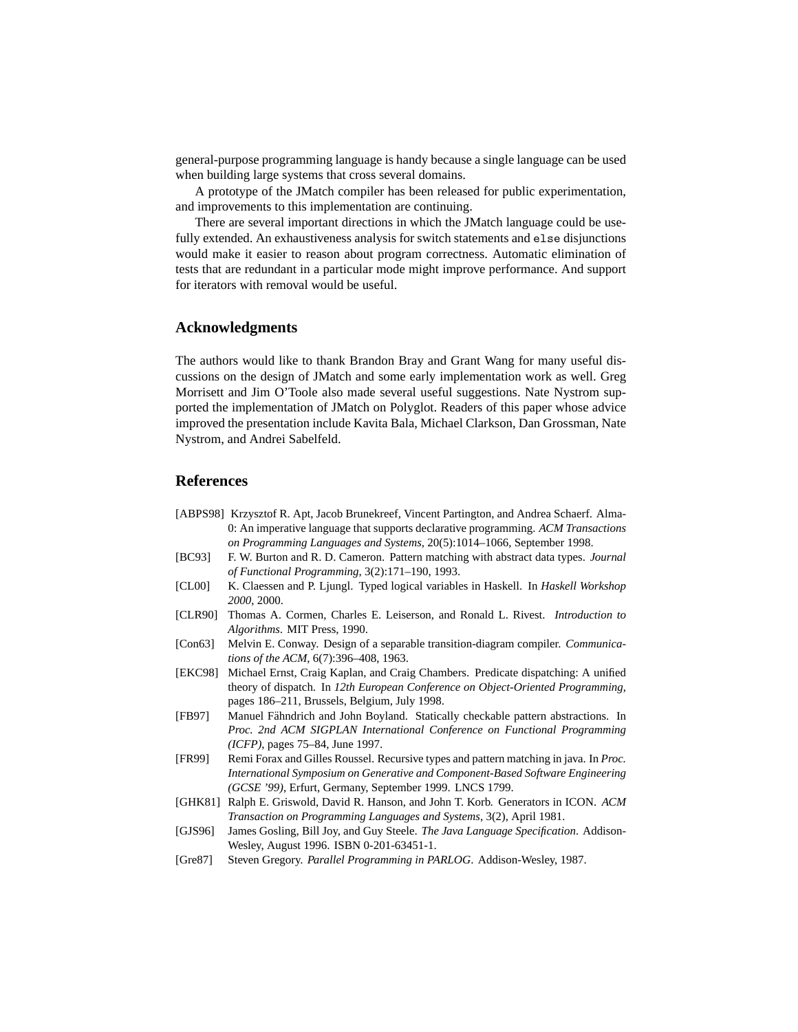general-purpose programming language is handy because a single language can be used when building large systems that cross several domains.

A prototype of the JMatch compiler has been released for public experimentation, and improvements to this implementation are continuing.

There are several important directions in which the JMatch language could be usefully extended. An exhaustiveness analysis for switch statements and `else` disjunctions would make it easier to reason about program correctness. Automatic elimination of tests that are redundant in a particular mode might improve performance. And support for iterators with removal would be useful.

## Acknowledgments

The authors would like to thank Brandon Bray and Grant Wang for many useful discussions on the design of JMatch and some early implementation work as well. Greg Morrisett and Jim O'Toole also made several useful suggestions. Nate Nystrom supported the implementation of JMatch on Polyglot. Readers of this paper whose advice improved the presentation include Kavita Bala, Michael Clarkson, Dan Grossman, Nate Nystrom, and Andrei Sabelfeld.

## References

[ABPS98] Krzysztof R. Apt, Jacob Brunekreef, Vincent Partington, and Andrea Schaerf. Alma-0: An imperative language that supports declarative programming. *ACM Transactions on Programming Languages and Systems*, 20(5):1014–1066, September 1998.

[BC93] F. W. Burton and R. D. Cameron. Pattern matching with abstract data types. *Journal of Functional Programming*, 3(2):171–190, 1993.

[CL00] K. Claessen and P. Ljungl. Typed logical variables in Haskell. In *Haskell Workshop 2000*, 2000.

[CLR90] Thomas A. Cormen, Charles E. Leiserson, and Ronald L. Rivest. *Introduction to Algorithms*. MIT Press, 1990.

[Con63] Melvin E. Conway. Design of a separable transition-diagram compiler. *Communications of the ACM*, 6(7):396–408, 1963.

[EKC98] Michael Ernst, Craig Kaplan, and Craig Chambers. Predicate dispatching: A unified theory of dispatch. In *12th European Conference on Object-Oriented Programming*, pages 186–211, Brussels, Belgium, July 1998.

[FB97] Manuel Fähndrich and John Boyland. Statically checkable pattern abstractions. In *Proc. 2nd ACM SIGPLAN International Conference on Functional Programming (ICFP)*, pages 75–84, June 1997.

[FR99] Remi Forax and Gilles Roussel. Recursive types and pattern matching in java. In *Proc. International Symposium on Generative and Component-Based Software Engineering (GCSE '99)*, Erfurt, Germany, September 1999. LNCS 1799.

[GHK81] Ralph E. Griswold, David R. Hanson, and John T. Korb. Generators in ICON. *ACM Transaction on Programming Languages and Systems*, 3(2), April 1981.

[GJS96] James Gosling, Bill Joy, and Guy Steele. *The Java Language Specification*. Addison-Wesley, August 1996. ISBN 0-201-63451-1.

[Gre87] Steven Gregory. *Parallel Programming in PARLOG*. Addison-Wesley, 1987.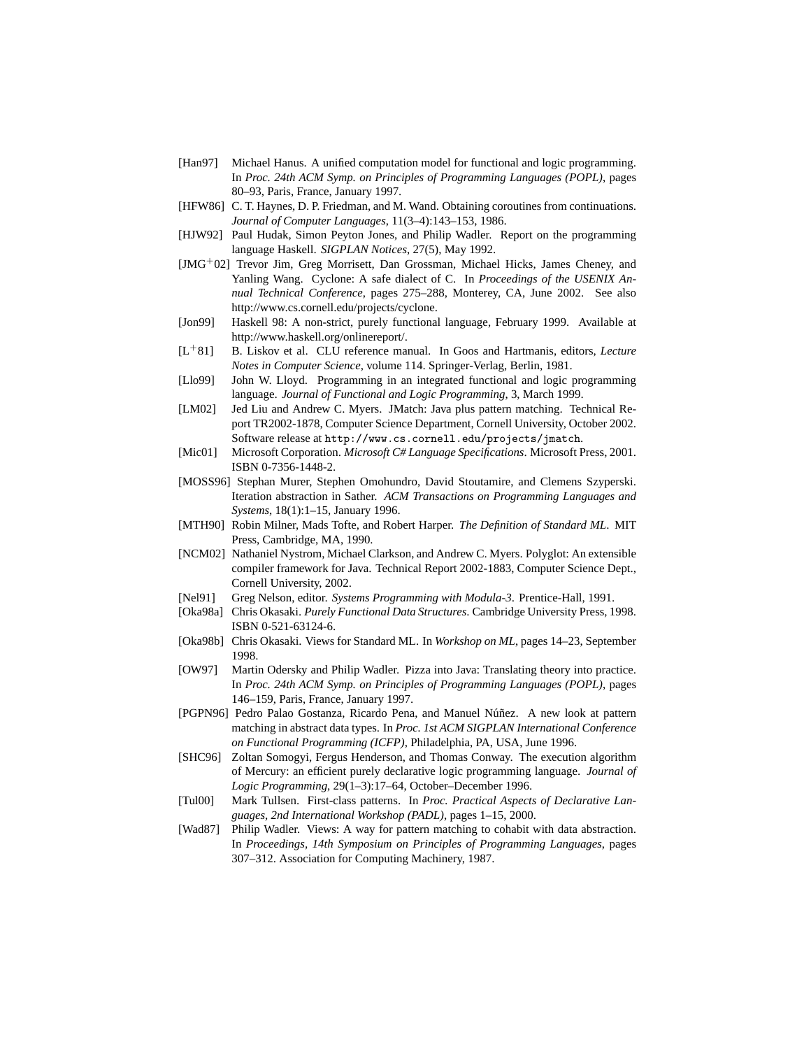[Han97] Michael Hanus. A unified computation model for functional and logic programming. In *Proc. 24th ACM Symp. on Principles of Programming Languages (POPL)*, pages 80–93, Paris, France, January 1997.

[HFW86] C. T. Haynes, D. P. Friedman, and M. Wand. Obtaining coroutines from continuations. *Journal of Computer Languages*, 11(3–4):143–153, 1986.

[HJW92] Paul Hudak, Simon Peyton Jones, and Philip Wadler. Report on the programming language Haskell. *SIGPLAN Notices*, 27(5), May 1992.

[JMG[+]02] Trevor Jim, Greg Morrisett, Dan Grossman, Michael Hicks, James Cheney, and Yanling Wang. Cyclone: A safe dialect of C. In *Proceedings of the USENIX Annual Technical Conference*, pages 275–288, Monterey, CA, June 2002. See also http://www.cs.cornell.edu/projects/cyclone.

[Jon99] Haskell 98: A non-strict, purely functional language, February 1999. Available at http://www.haskell.org/onlinereport/.

[L[+]81] B. Liskov et al. CLU reference manual. In Goos and Hartmanis, editors, *Lecture Notes in Computer Science*, volume 114. Springer-Verlag, Berlin, 1981.

[Llo99] John W. Lloyd. Programming in an integrated functional and logic programming language. *Journal of Functional and Logic Programming*, 3, March 1999.

[LM02] Jed Liu and Andrew C. Myers. JMatch: Java plus pattern matching. Technical Report TR2002-1878, Computer Science Department, Cornell University, October 2002. Software release at `http://www.cs.cornell.edu/projects/jmatch`.

[Mic01] Microsoft Corporation. *Microsoft C# Language Specifications*. Microsoft Press, 2001. ISBN 0-7356-1448-2.

[MOSS96] Stephan Murer, Stephen Omohundro, David Stoutamire, and Clemens Szyperski. Iteration abstraction in Sather. *ACM Transactions on Programming Languages and Systems*, 18(1):1–15, January 1996.

[MTH90] Robin Milner, Mads Tofte, and Robert Harper. *The Definition of Standard ML*. MIT Press, Cambridge, MA, 1990.

[NCM02] Nathaniel Nystrom, Michael Clarkson, and Andrew C. Myers. Polyglot: An extensible compiler framework for Java. Technical Report 2002-1883, Computer Science Dept., Cornell University, 2002.

[Nel91] Greg Nelson, editor. *Systems Programming with Modula-3*. Prentice-Hall, 1991.

[Oka98a] Chris Okasaki. *Purely Functional Data Structures*. Cambridge University Press, 1998. ISBN 0-521-63124-6.

[Oka98b] Chris Okasaki. Views for Standard ML. In *Workshop on ML*, pages 14–23, September 1998.

[OW97] Martin Odersky and Philip Wadler. Pizza into Java: Translating theory into practice. In *Proc. 24th ACM Symp. on Principles of Programming Languages (POPL)*, pages 146–159, Paris, France, January 1997.

[PGPN96] Pedro Palao Gostanza, Ricardo Pena, and Manuel Núñez. A new look at pattern matching in abstract data types. In *Proc. 1st ACM SIGPLAN International Conference on Functional Programming (ICFP)*, Philadelphia, PA, USA, June 1996.

[SHC96] Zoltan Somogyi, Fergus Henderson, and Thomas Conway. The execution algorithm of Mercury: an efficient purely declarative logic programming language. *Journal of Logic Programming*, 29(1–3):17–64, October–December 1996.

[Tul00] Mark Tullsen. First-class patterns. In *Proc. Practical Aspects of Declarative Languages, 2nd International Workshop (PADL)*, pages 1–15, 2000.

[Wad87] Philip Wadler. Views: A way for pattern matching to cohabit with data abstraction. In *Proceedings, 14th Symposium on Principles of Programming Languages*, pages 307–312. Association for Computing Machinery, 1987.